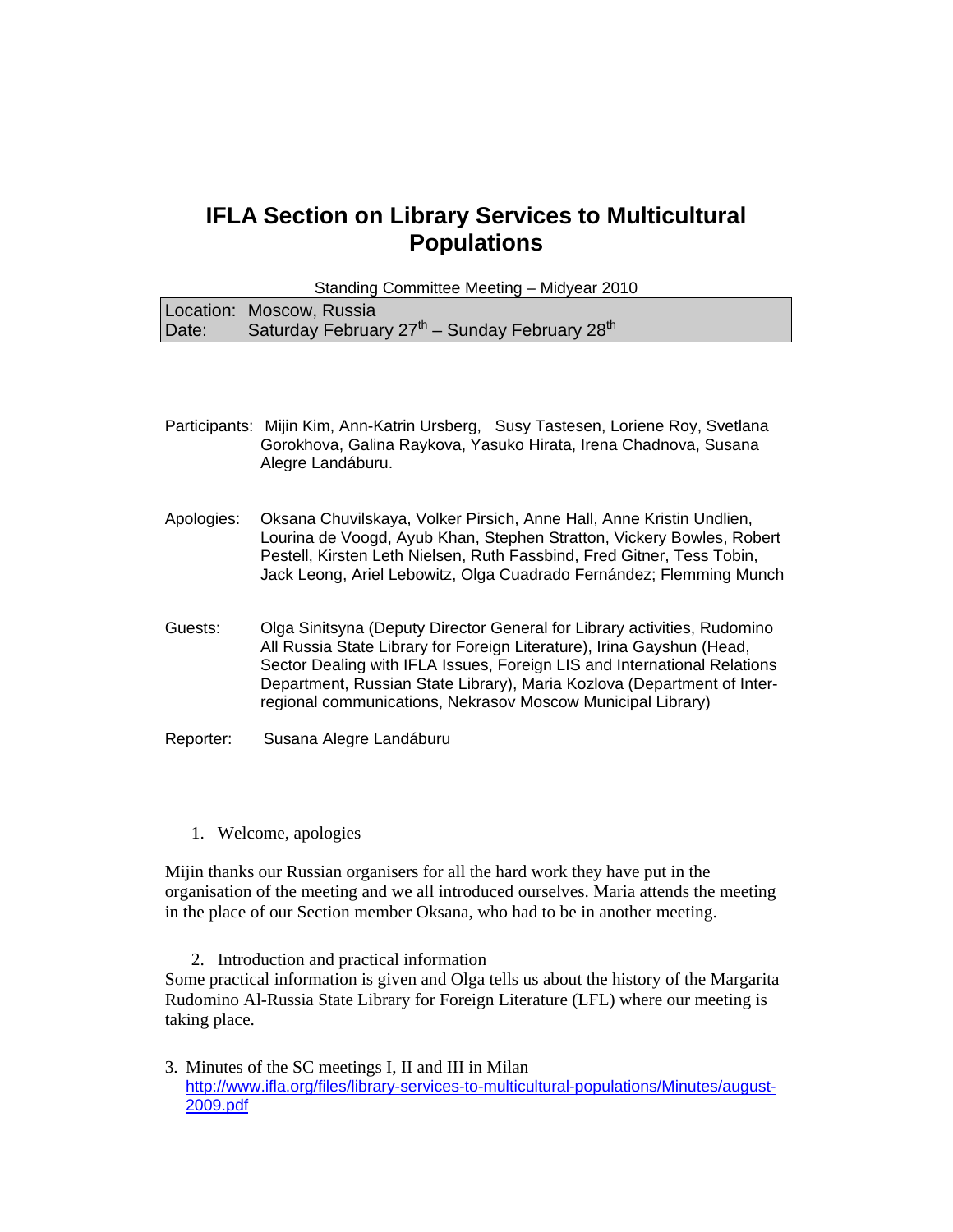# IFLA Section on Library Services to Multicultural Populations

Standing Committee Meeting – Midyear 2010

| | |
|---|---|
| Location: | Moscow, Russia |
| Date: | Saturday February 27th – Sunday February 28th |

Participants: Mijin Kim, Ann-Katrin Ursberg, Susy Tastesen, Loriene Roy, Svetlana Gorokhova, Galina Raykova, Yasuko Hirata, Irena Chadnova, Susana Alegre Landáburu.

Apologies: Oksana Chuvilskaya, Volker Pirsich, Anne Hall, Anne Kristin Undlien, Lourina de Voogd, Ayub Khan, Stephen Stratton, Vickery Bowles, Robert Pestell, Kirsten Leth Nielsen, Ruth Fassbind, Fred Gitner, Tess Tobin, Jack Leong, Ariel Lebowitz, Olga Cuadrado Fernández; Flemming Munch

Guests: Olga Sinitsyna (Deputy Director General for Library activities, Rudomino All Russia State Library for Foreign Literature), Irina Gayshun (Head, Sector Dealing with IFLA Issues, Foreign LIS and International Relations Department, Russian State Library), Maria Kozlova (Department of Inter-regional communications, Nekrasov Moscow Municipal Library)

Reporter: Susana Alegre Landáburu

1. Welcome, apologies

Mijin thanks our Russian organisers for all the hard work they have put in the organisation of the meeting and we all introduced ourselves. Maria attends the meeting in the place of our Section member Oksana, who had to be in another meeting.

2. Introduction and practical information

Some practical information is given and Olga tells us about the history of the Margarita Rudomino Al-Russia State Library for Foreign Literature (LFL) where our meeting is taking place.

3. Minutes of the SC meetings I, II and III in Milan
   http://www.ifla.org/files/library-services-to-multicultural-populations/Minutes/august-2009.pdf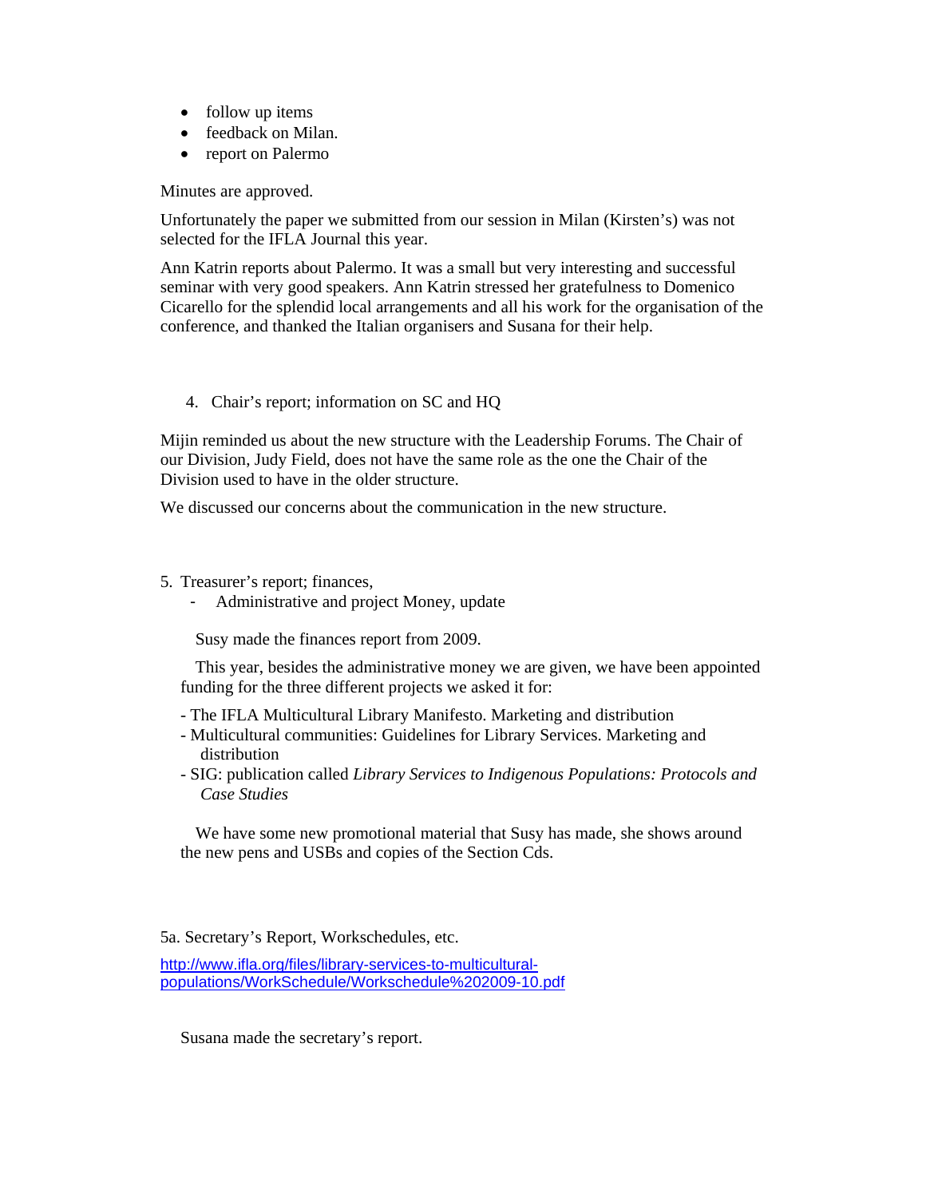- follow up items
- feedback on Milan.
- report on Palermo

Minutes are approved.

Unfortunately the paper we submitted from our session in Milan (Kirsten's) was not selected for the IFLA Journal this year.

Ann Katrin reports about Palermo. It was a small but very interesting and successful seminar with very good speakers. Ann Katrin stressed her gratefulness to Domenico Cicarello for the splendid local arrangements and all his work for the organisation of the conference, and thanked the Italian organisers and Susana for their help.

4. Chair's report; information on SC and HQ

Mijin reminded us about the new structure with the Leadership Forums. The Chair of our Division, Judy Field, does not have the same role as the one the Chair of the Division used to have in the older structure.

We discussed our concerns about the communication in the new structure.

5. Treasurer's report; finances,
   - Administrative and project Money, update

Susy made the finances report from 2009.

This year, besides the administrative money we are given, we have been appointed funding for the three different projects we asked it for:

- The IFLA Multicultural Library Manifesto. Marketing and distribution
- Multicultural communities: Guidelines for Library Services. Marketing and distribution
- SIG: publication called *Library Services to Indigenous Populations: Protocols and Case Studies*

We have some new promotional material that Susy has made, she shows around the new pens and USBs and copies of the Section Cds.

5a. Secretary's Report, Workschedules, etc.

http://www.ifla.org/files/library-services-to-multicultural-populations/WorkSchedule/Workschedule%202009-10.pdf

Susana made the secretary's report.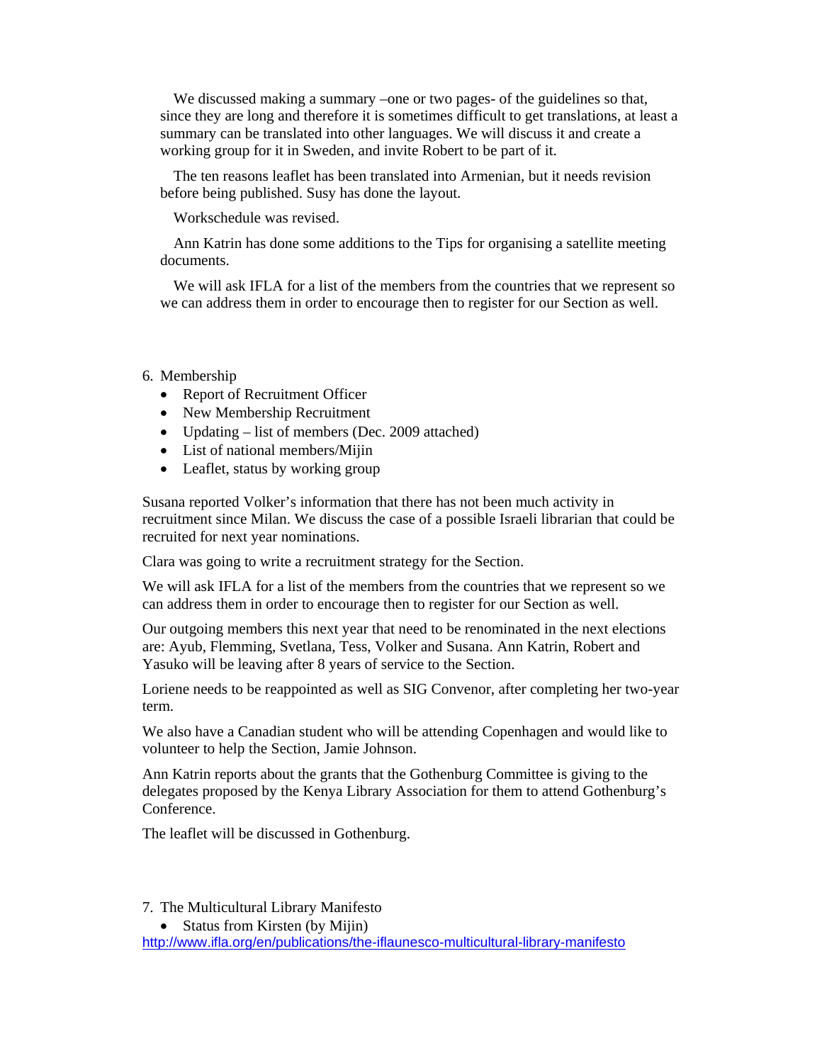We discussed making a summary –one or two pages- of the guidelines so that, since they are long and therefore it is sometimes difficult to get translations, at least a summary can be translated into other languages. We will discuss it and create a working group for it in Sweden, and invite Robert to be part of it.

The ten reasons leaflet has been translated into Armenian, but it needs revision before being published. Susy has done the layout.

Workschedule was revised.

Ann Katrin has done some additions to the Tips for organising a satellite meeting documents.

We will ask IFLA for a list of the members from the countries that we represent so we can address them in order to encourage then to register for our Section as well.

6. Membership
   - Report of Recruitment Officer
   - New Membership Recruitment
   - Updating – list of members (Dec. 2009 attached)
   - List of national members/Mijin
   - Leaflet, status by working group

Susana reported Volker's information that there has not been much activity in recruitment since Milan. We discuss the case of a possible Israeli librarian that could be recruited for next year nominations.

Clara was going to write a recruitment strategy for the Section.

We will ask IFLA for a list of the members from the countries that we represent so we can address them in order to encourage then to register for our Section as well.

Our outgoing members this next year that need to be renominated in the next elections are: Ayub, Flemming, Svetlana, Tess, Volker and Susana. Ann Katrin, Robert and Yasuko will be leaving after 8 years of service to the Section.

Loriene needs to be reappointed as well as SIG Convenor, after completing her two-year term.

We also have a Canadian student who will be attending Copenhagen and would like to volunteer to help the Section, Jamie Johnson.

Ann Katrin reports about the grants that the Gothenburg Committee is giving to the delegates proposed by the Kenya Library Association for them to attend Gothenburg's Conference.

The leaflet will be discussed in Gothenburg.

7. The Multicultural Library Manifesto
   - Status from Kirsten (by Mijin)

http://www.ifla.org/en/publications/the-iflaunesco-multicultural-library-manifesto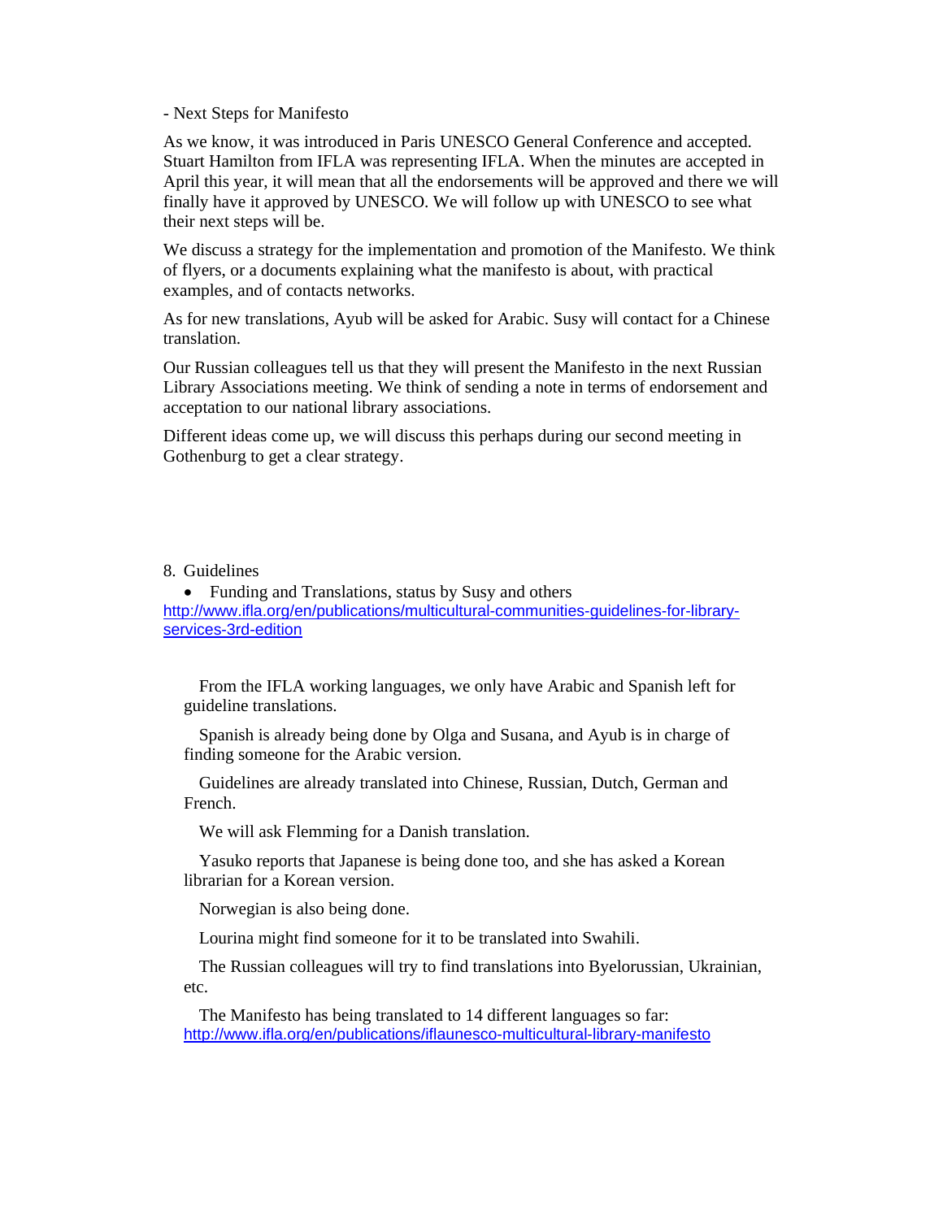- Next Steps for Manifesto

As we know, it was introduced in Paris UNESCO General Conference and accepted. Stuart Hamilton from IFLA was representing IFLA. When the minutes are accepted in April this year, it will mean that all the endorsements will be approved and there we will finally have it approved by UNESCO. We will follow up with UNESCO to see what their next steps will be.

We discuss a strategy for the implementation and promotion of the Manifesto. We think of flyers, or a documents explaining what the manifesto is about, with practical examples, and of contacts networks.

As for new translations, Ayub will be asked for Arabic. Susy will contact for a Chinese translation.

Our Russian colleagues tell us that they will present the Manifesto in the next Russian Library Associations meeting. We think of sending a note in terms of endorsement and acceptation to our national library associations.

Different ideas come up, we will discuss this perhaps during our second meeting in Gothenburg to get a clear strategy.

8. Guidelines

- Funding and Translations, status by Susy and others

http://www.ifla.org/en/publications/multicultural-communities-guidelines-for-library-services-3rd-edition

From the IFLA working languages, we only have Arabic and Spanish left for guideline translations.

Spanish is already being done by Olga and Susana, and Ayub is in charge of finding someone for the Arabic version.

Guidelines are already translated into Chinese, Russian, Dutch, German and French.

We will ask Flemming for a Danish translation.

Yasuko reports that Japanese is being done too, and she has asked a Korean librarian for a Korean version.

Norwegian is also being done.

Lourina might find someone for it to be translated into Swahili.

The Russian colleagues will try to find translations into Byelorussian, Ukrainian, etc.

The Manifesto has being translated to 14 different languages so far: http://www.ifla.org/en/publications/iflaunesco-multicultural-library-manifesto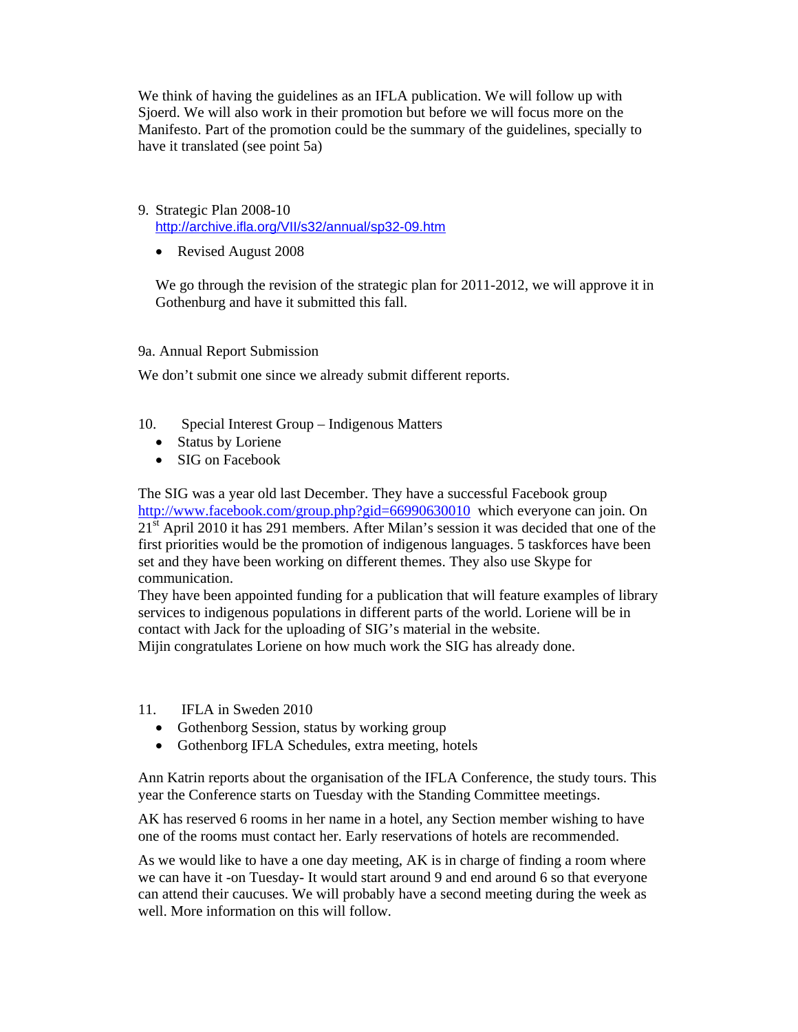We think of having the guidelines as an IFLA publication. We will follow up with Sjoerd. We will also work in their promotion but before we will focus more on the Manifesto. Part of the promotion could be the summary of the guidelines, specially to have it translated (see point 5a)

9. Strategic Plan 2008-10
   http://archive.ifla.org/VII/s32/annual/sp32-09.htm

   - Revised August 2008

   We go through the revision of the strategic plan for 2011-2012, we will approve it in Gothenburg and have it submitted this fall.

9a. Annual Report Submission

We don't submit one since we already submit different reports.

10. Special Interest Group – Indigenous Matters
    - Status by Loriene
    - SIG on Facebook

The SIG was a year old last December. They have a successful Facebook group http://www.facebook.com/group.php?gid=66990630010 which everyone can join. On 21st April 2010 it has 291 members. After Milan's session it was decided that one of the first priorities would be the promotion of indigenous languages. 5 taskforces have been set and they have been working on different themes. They also use Skype for communication.
They have been appointed funding for a publication that will feature examples of library services to indigenous populations in different parts of the world. Loriene will be in contact with Jack for the uploading of SIG's material in the website.
Mijin congratulates Loriene on how much work the SIG has already done.

11. IFLA in Sweden 2010
    - Gothenborg Session, status by working group
    - Gothenborg IFLA Schedules, extra meeting, hotels

Ann Katrin reports about the organisation of the IFLA Conference, the study tours. This year the Conference starts on Tuesday with the Standing Committee meetings.

AK has reserved 6 rooms in her name in a hotel, any Section member wishing to have one of the rooms must contact her. Early reservations of hotels are recommended.

As we would like to have a one day meeting, AK is in charge of finding a room where we can have it -on Tuesday- It would start around 9 and end around 6 so that everyone can attend their caucuses. We will probably have a second meeting during the week as well. More information on this will follow.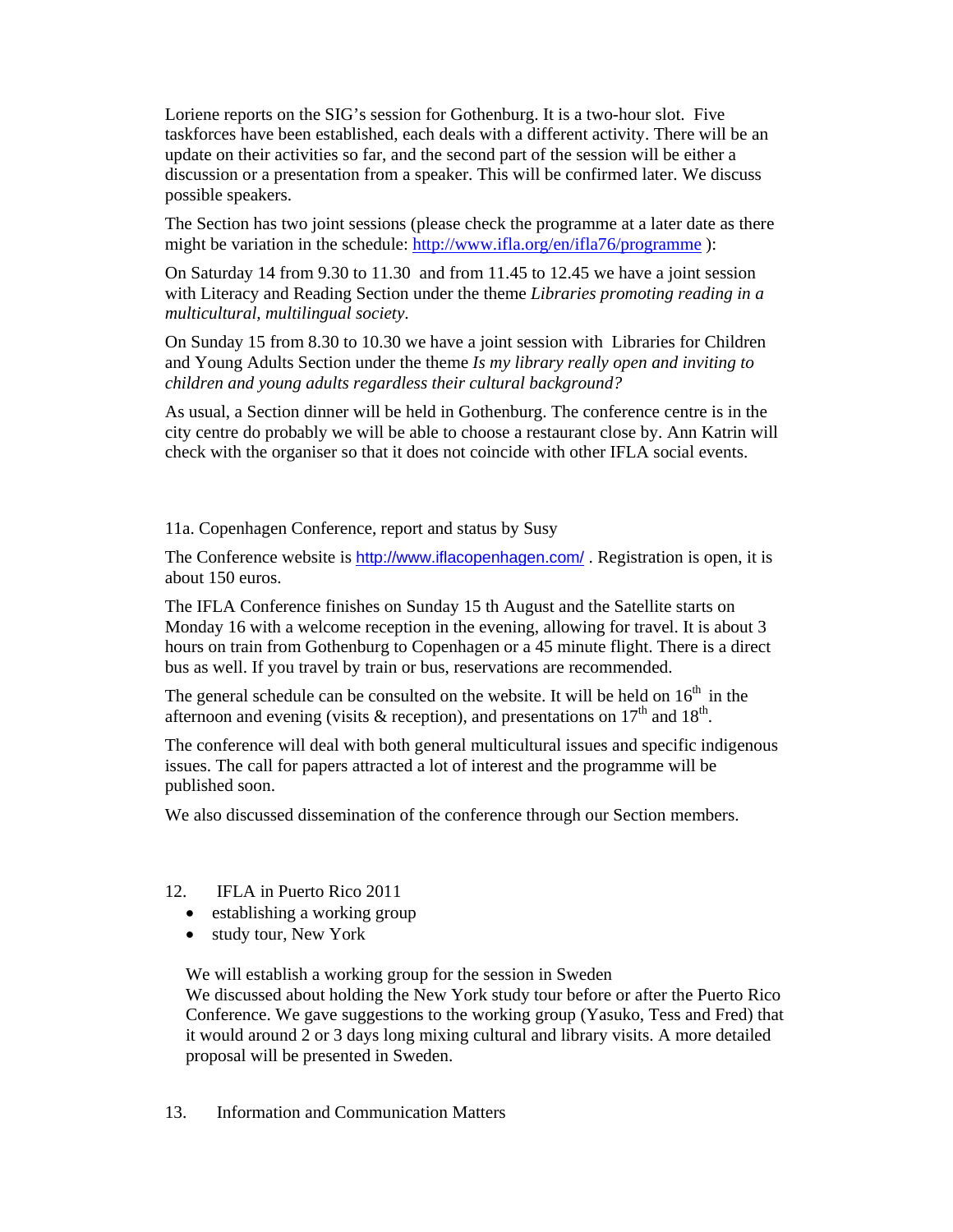Loriene reports on the SIG's session for Gothenburg. It is a two-hour slot. Five taskforces have been established, each deals with a different activity. There will be an update on their activities so far, and the second part of the session will be either a discussion or a presentation from a speaker. This will be confirmed later. We discuss possible speakers.

The Section has two joint sessions (please check the programme at a later date as there might be variation in the schedule: http://www.ifla.org/en/ifla76/programme ):

On Saturday 14 from 9.30 to 11.30 and from 11.45 to 12.45 we have a joint session with Literacy and Reading Section under the theme *Libraries promoting reading in a multicultural, multilingual society*.

On Sunday 15 from 8.30 to 10.30 we have a joint session with Libraries for Children and Young Adults Section under the theme *Is my library really open and inviting to children and young adults regardless their cultural background?*

As usual, a Section dinner will be held in Gothenburg. The conference centre is in the city centre do probably we will be able to choose a restaurant close by. Ann Katrin will check with the organiser so that it does not coincide with other IFLA social events.

11a. Copenhagen Conference, report and status by Susy

The Conference website is http://www.iflacopenhagen.com/ . Registration is open, it is about 150 euros.

The IFLA Conference finishes on Sunday 15 th August and the Satellite starts on Monday 16 with a welcome reception in the evening, allowing for travel. It is about 3 hours on train from Gothenburg to Copenhagen or a 45 minute flight. There is a direct bus as well. If you travel by train or bus, reservations are recommended.

The general schedule can be consulted on the website. It will be held on 16th in the afternoon and evening (visits & reception), and presentations on 17th and 18th.

The conference will deal with both general multicultural issues and specific indigenous issues. The call for papers attracted a lot of interest and the programme will be published soon.

We also discussed dissemination of the conference through our Section members.

12. IFLA in Puerto Rico 2011

- establishing a working group
- study tour, New York

We will establish a working group for the session in Sweden
We discussed about holding the New York study tour before or after the Puerto Rico Conference. We gave suggestions to the working group (Yasuko, Tess and Fred) that it would around 2 or 3 days long mixing cultural and library visits. A more detailed proposal will be presented in Sweden.

13. Information and Communication Matters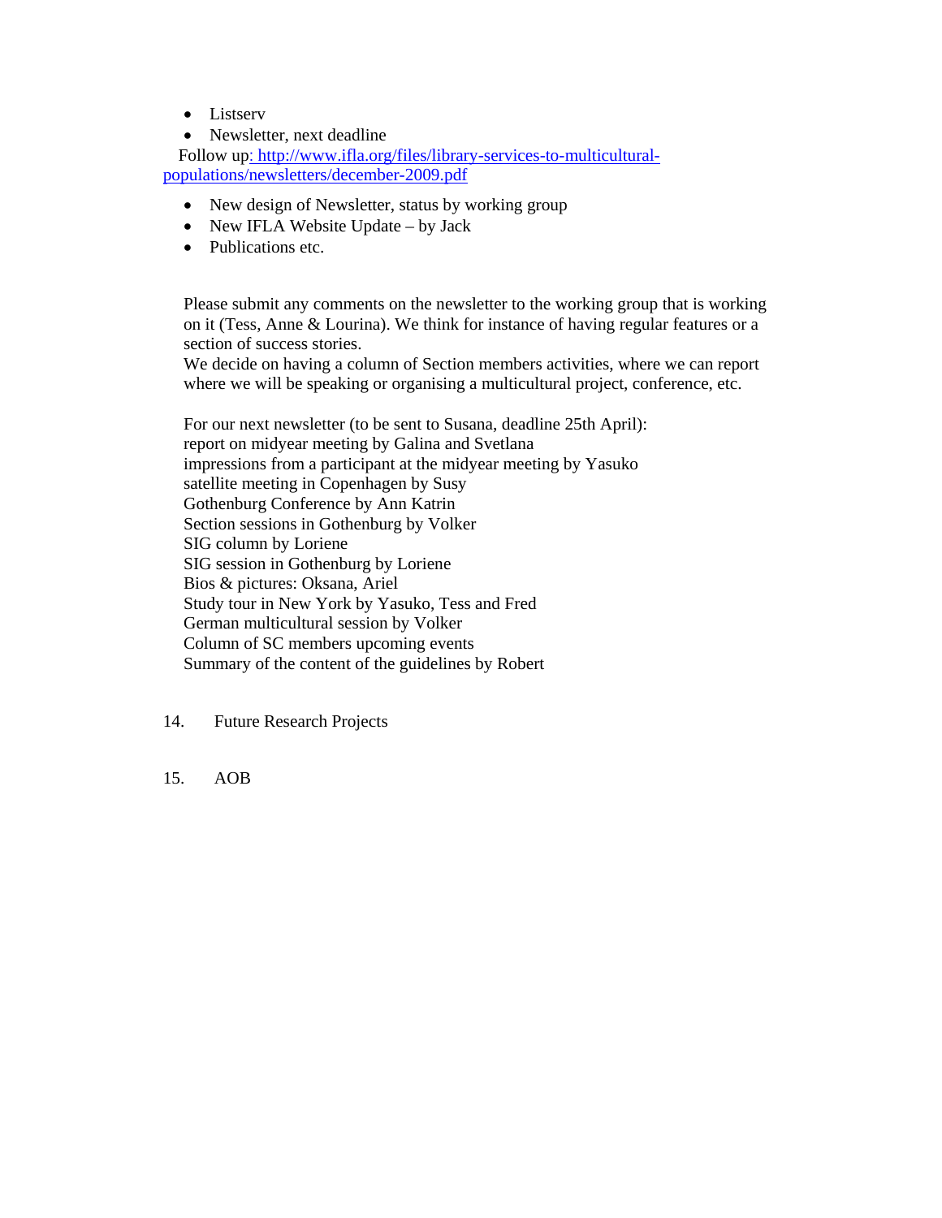- Listserv
- Newsletter, next deadline

Follow up: http://www.ifla.org/files/library-services-to-multicultural-populations/newsletters/december-2009.pdf

- New design of Newsletter, status by working group
- New IFLA Website Update – by Jack
- Publications etc.

Please submit any comments on the newsletter to the working group that is working on it (Tess, Anne & Lourina). We think for instance of having regular features or a section of success stories.
We decide on having a column of Section members activities, where we can report where we will be speaking or organising a multicultural project, conference, etc.

For our next newsletter (to be sent to Susana, deadline 25th April):
report on midyear meeting by Galina and Svetlana
impressions from a participant at the midyear meeting by Yasuko
satellite meeting in Copenhagen by Susy
Gothenburg Conference by Ann Katrin
Section sessions in Gothenburg by Volker
SIG column by Loriene
SIG session in Gothenburg by Loriene
Bios & pictures: Oksana, Ariel
Study tour in New York by Yasuko, Tess and Fred
German multicultural session by Volker
Column of SC members upcoming events
Summary of the content of the guidelines by Robert

14. Future Research Projects

15. AOB